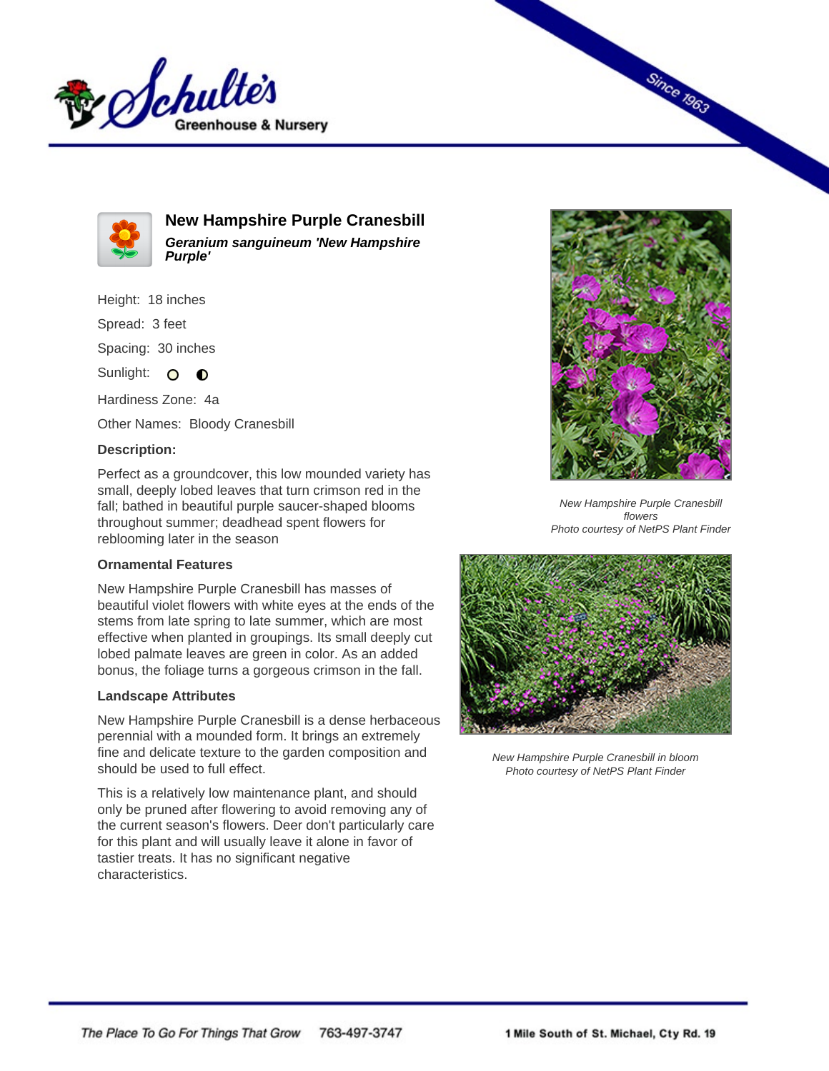# New Hampshire Purple Cranesbill

***Geranium sanguineum 'New Hampshire Purple'***

Height: 18 inches

Spread: 3 feet

Spacing: 30 inches

Sunlight: ○ ◐

Hardiness Zone: 4a

Other Names: Bloody Cranesbill

**Description:**

Perfect as a groundcover, this low mounded variety has small, deeply lobed leaves that turn crimson red in the fall; bathed in beautiful purple saucer-shaped blooms throughout summer; deadhead spent flowers for reblooming later in the season

### Ornamental Features

New Hampshire Purple Cranesbill has masses of beautiful violet flowers with white eyes at the ends of the stems from late spring to late summer, which are most effective when planted in groupings. Its small deeply cut lobed palmate leaves are green in color. As an added bonus, the foliage turns a gorgeous crimson in the fall.

### Landscape Attributes

New Hampshire Purple Cranesbill is a dense herbaceous perennial with a mounded form. It brings an extremely fine and delicate texture to the garden composition and should be used to full effect.

This is a relatively low maintenance plant, and should only be pruned after flowering to avoid removing any of the current season's flowers. Deer don't particularly care for this plant and will usually leave it alone in favor of tastier treats. It has no significant negative characteristics.

*New Hampshire Purple Cranesbill flowers*
*Photo courtesy of NetPS Plant Finder*

*New Hampshire Purple Cranesbill in bloom*
*Photo courtesy of NetPS Plant Finder*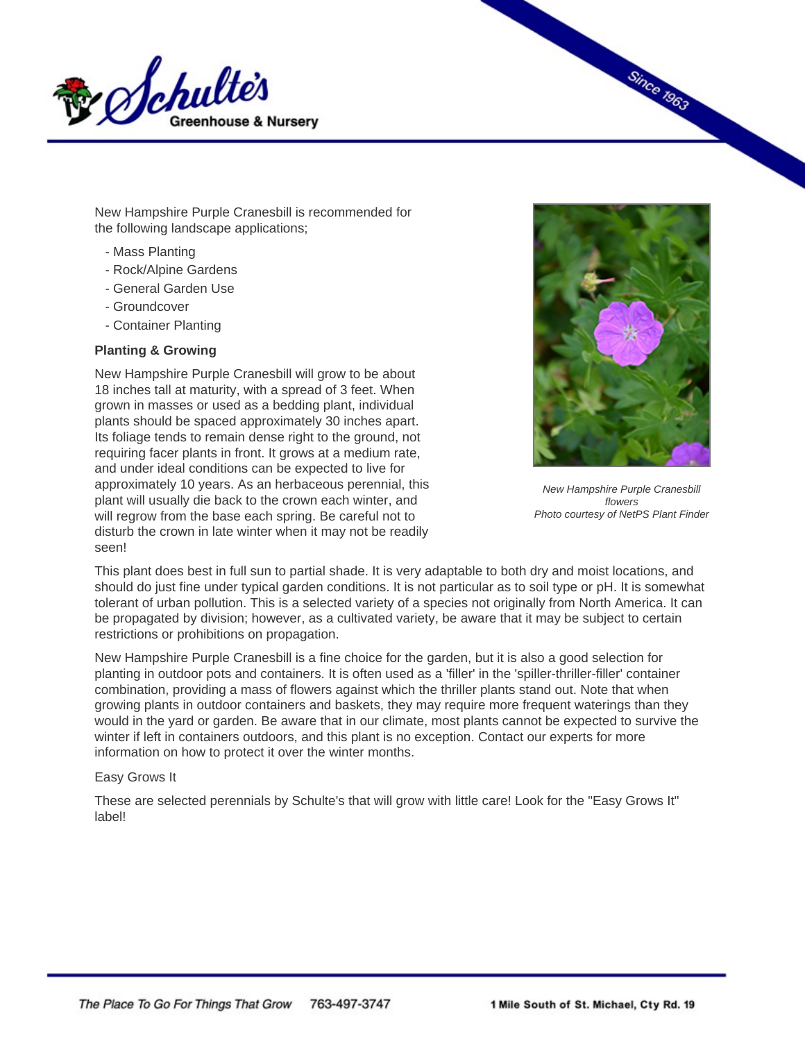New Hampshire Purple Cranesbill is recommended for the following landscape applications;

- Mass Planting
- Rock/Alpine Gardens
- General Garden Use
- Groundcover
- Container Planting

**Planting & Growing**

New Hampshire Purple Cranesbill will grow to be about 18 inches tall at maturity, with a spread of 3 feet. When grown in masses or used as a bedding plant, individual plants should be spaced approximately 30 inches apart. Its foliage tends to remain dense right to the ground, not requiring facer plants in front. It grows at a medium rate, and under ideal conditions can be expected to live for approximately 10 years. As an herbaceous perennial, this plant will usually die back to the crown each winter, and will regrow from the base each spring. Be careful not to disturb the crown in late winter when it may not be readily seen!

*New Hampshire Purple Cranesbill flowers*
*Photo courtesy of NetPS Plant Finder*

This plant does best in full sun to partial shade. It is very adaptable to both dry and moist locations, and should do just fine under typical garden conditions. It is not particular as to soil type or pH. It is somewhat tolerant of urban pollution. This is a selected variety of a species not originally from North America. It can be propagated by division; however, as a cultivated variety, be aware that it may be subject to certain restrictions or prohibitions on propagation.

New Hampshire Purple Cranesbill is a fine choice for the garden, but it is also a good selection for planting in outdoor pots and containers. It is often used as a 'filler' in the 'spiller-thriller-filler' container combination, providing a mass of flowers against which the thriller plants stand out. Note that when growing plants in outdoor containers and baskets, they may require more frequent waterings than they would in the yard or garden. Be aware that in our climate, most plants cannot be expected to survive the winter if left in containers outdoors, and this plant is no exception. Contact our experts for more information on how to protect it over the winter months.

Easy Grows It

These are selected perennials by Schulte's that will grow with little care! Look for the "Easy Grows It" label!